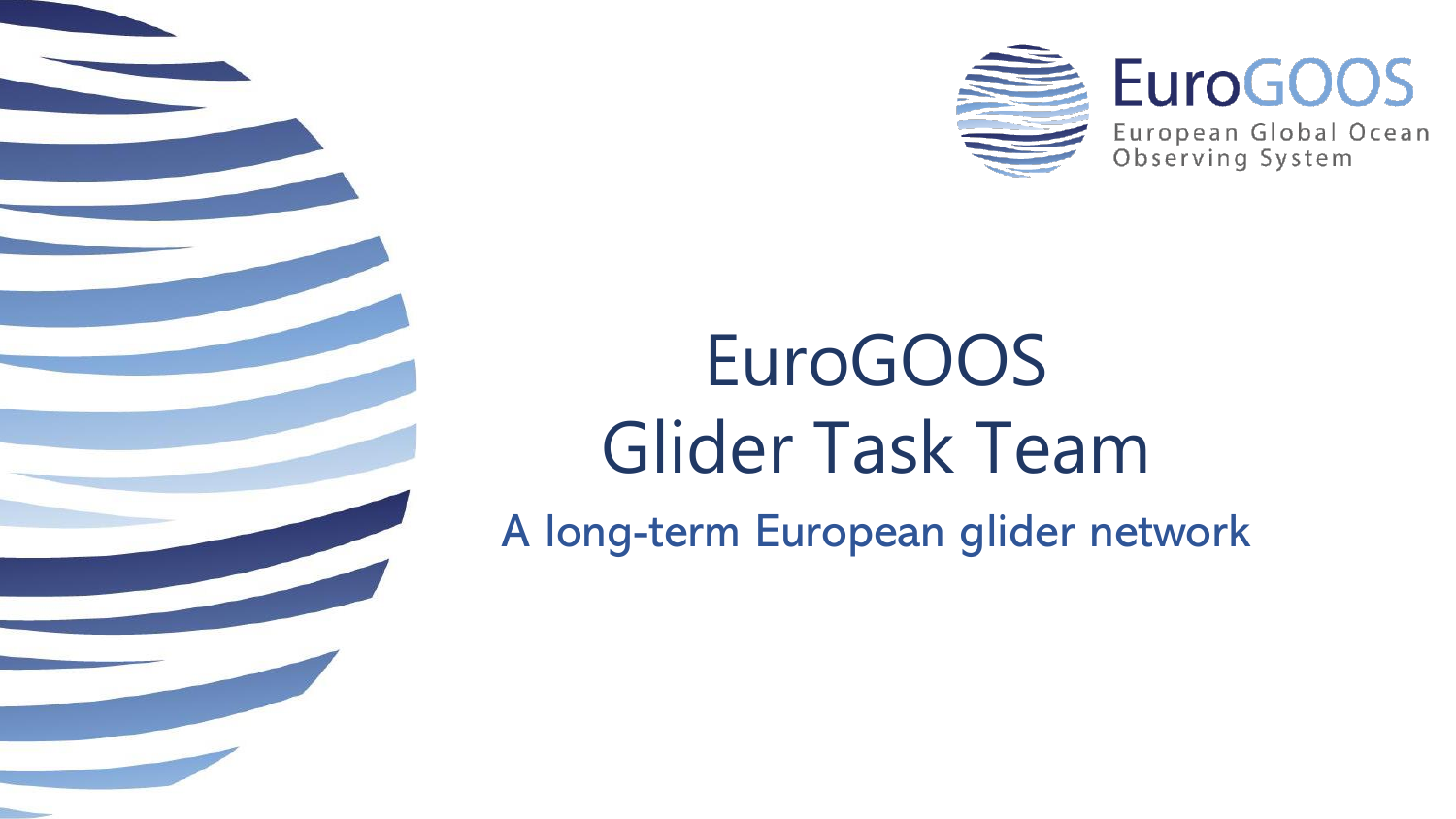EuroGOOS

European Global Ocean Observing System

# EuroGOOS Glider Task Team

## A long-term European glider network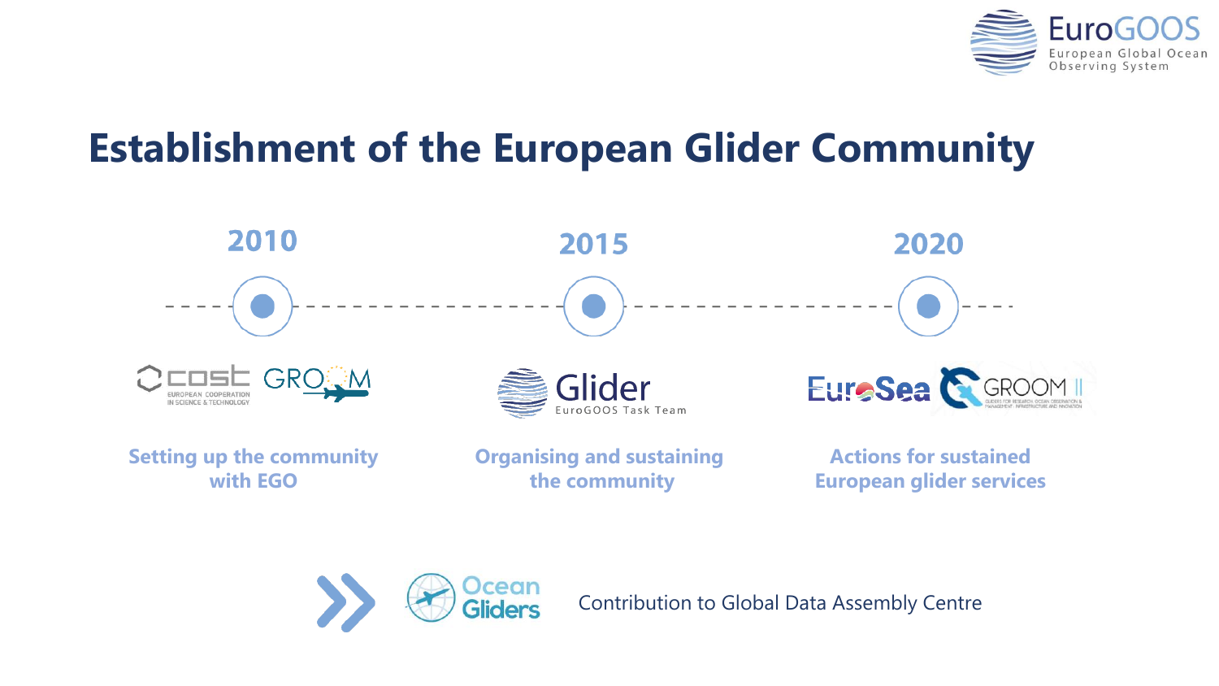# Establishment of the European Glider Community

**2010**

cost — EUROPEAN COOPERATION IN SCIENCE & TECHNOLOGY

GROOM

**Setting up the community with EGO**

**2015**

Glider — EuroGOOS Task Team

**Organising and sustaining the community**

**2020**

EuroSea

GROOM II

**Actions for sustained European glider services**

Ocean Gliders

Contribution to Global Data Assembly Centre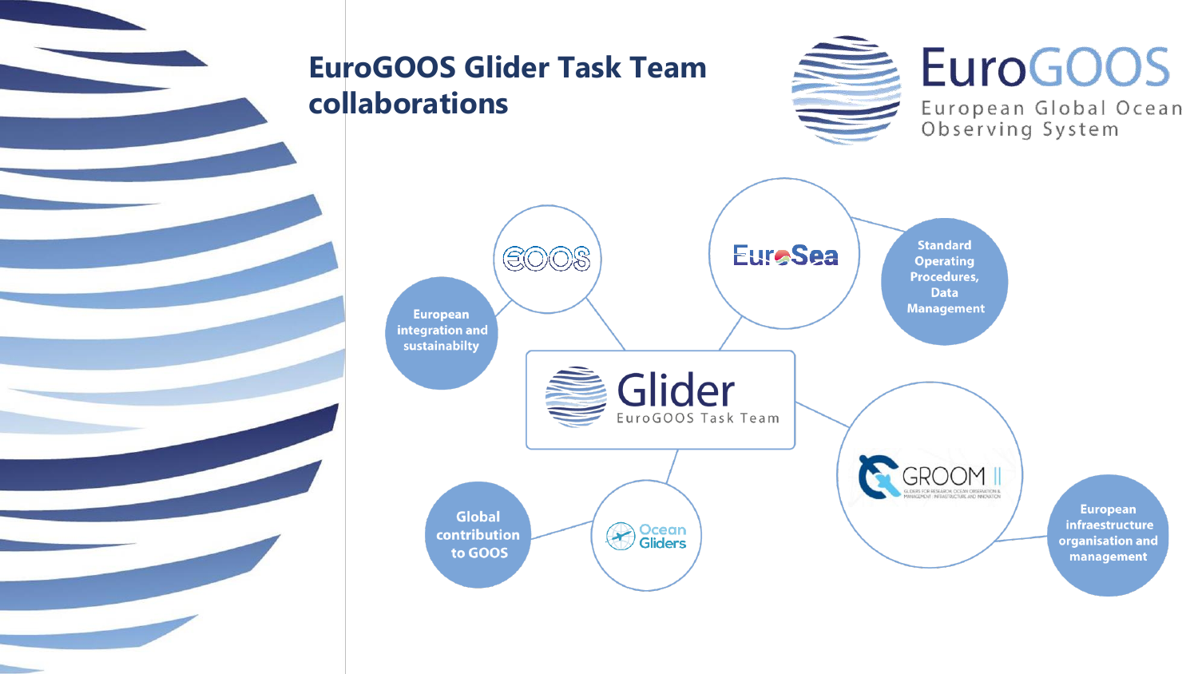# EuroGOOS Glider Task Team collaborations

EuroGOOS

European Global Ocean Observing System

GOOS

European integration and sustainabilty

EuroSea

Standard Operating Procedures, Data Management

Glider

EuroGOOS Task Team

GROOM II

GLIDERS FOR RESEARCH, OCEAN OBSERVATION & MANAGEMENT: INFRASTRUCTURE AND INNOVATION

European infraestructure organisation and management

Global contribution to GOOS

Ocean Gliders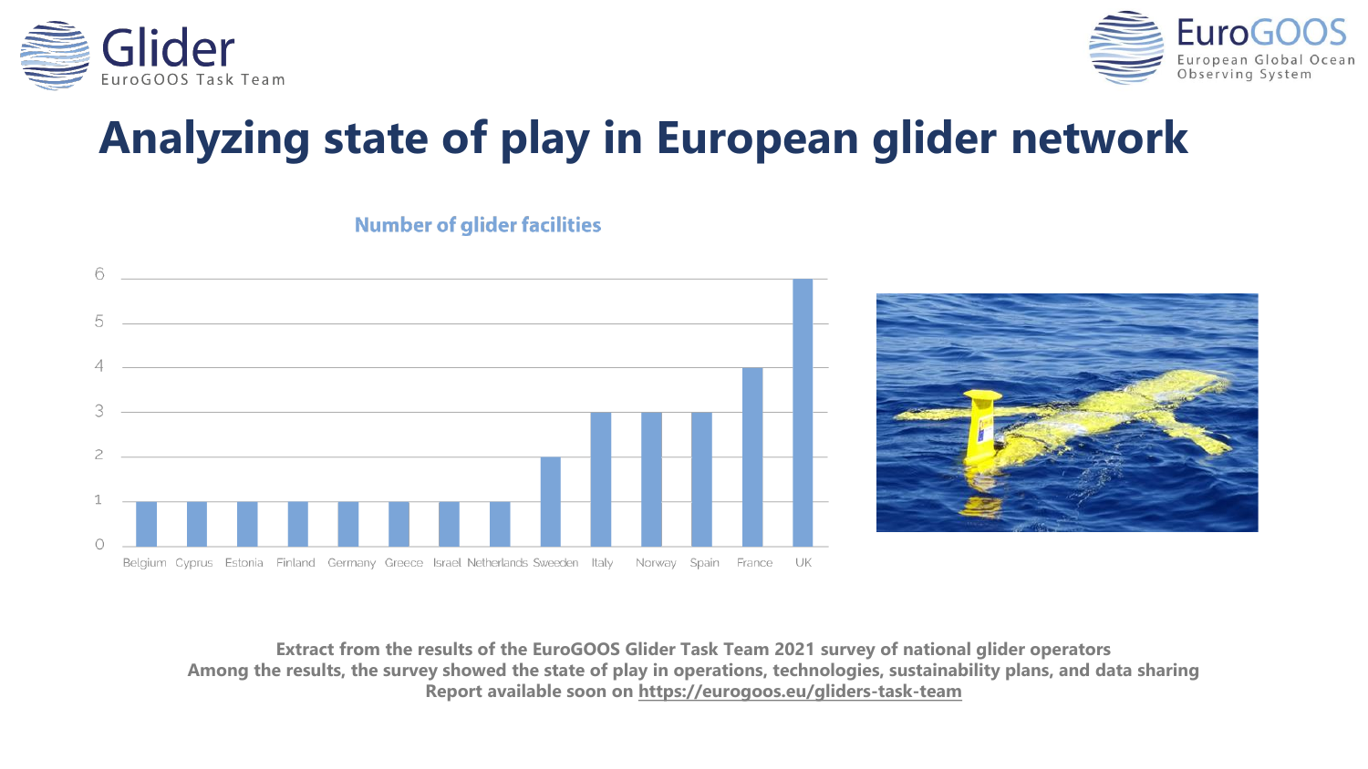Glider
EuroGOOS Task Team

EuroGOOS
European Global Ocean Observing System

# Analyzing state of play in European glider network

Number of glider facilities

6
5
4
3
2
1
0

Belgium Cyprus Estonia Finland Germany Greece Israel Netherlands Sweeden Italy Norway Spain France UK

**Extract from the results of the EuroGOOS Glider Task Team 2021 survey of national glider operators**
**Among the results, the survey showed the state of play in operations, technologies, sustainability plans, and data sharing**
**Report available soon on https://eurogoos.eu/gliders-task-team**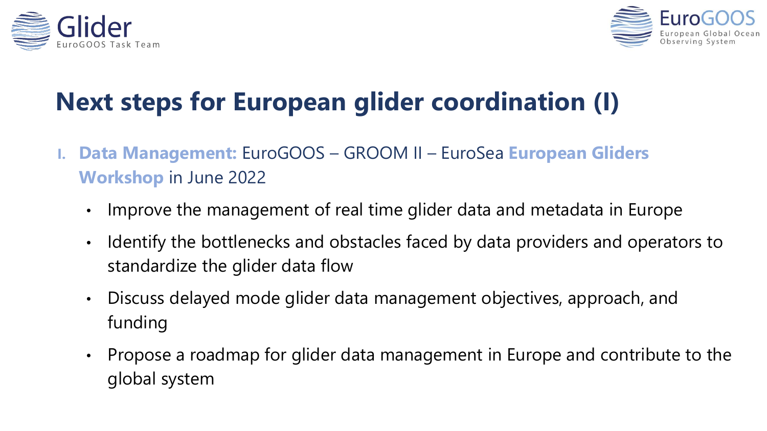# Next steps for European glider coordination (I)

I. **Data Management:** EuroGOOS – GROOM II – EuroSea **European Gliders Workshop** in June 2022

- Improve the management of real time glider data and metadata in Europe
- Identify the bottlenecks and obstacles faced by data providers and operators to standardize the glider data flow
- Discuss delayed mode glider data management objectives, approach, and funding
- Propose a roadmap for glider data management in Europe and contribute to the global system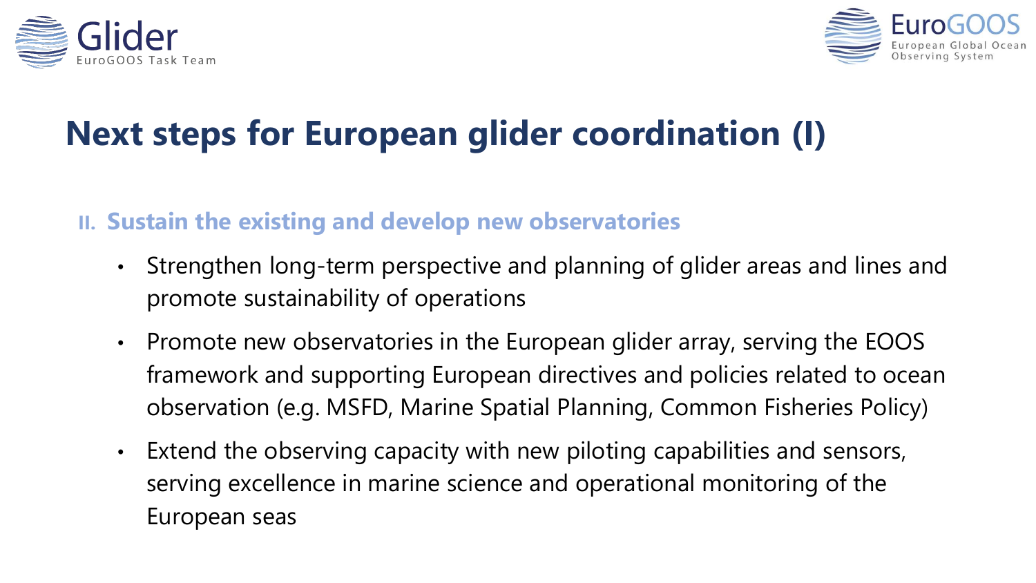# Next steps for European glider coordination (I)

## II. Sustain the existing and develop new observatories

- Strengthen long-term perspective and planning of glider areas and lines and promote sustainability of operations
- Promote new observatories in the European glider array, serving the EOOS framework and supporting European directives and policies related to ocean observation (e.g. MSFD, Marine Spatial Planning, Common Fisheries Policy)
- Extend the observing capacity with new piloting capabilities and sensors, serving excellence in marine science and operational monitoring of the European seas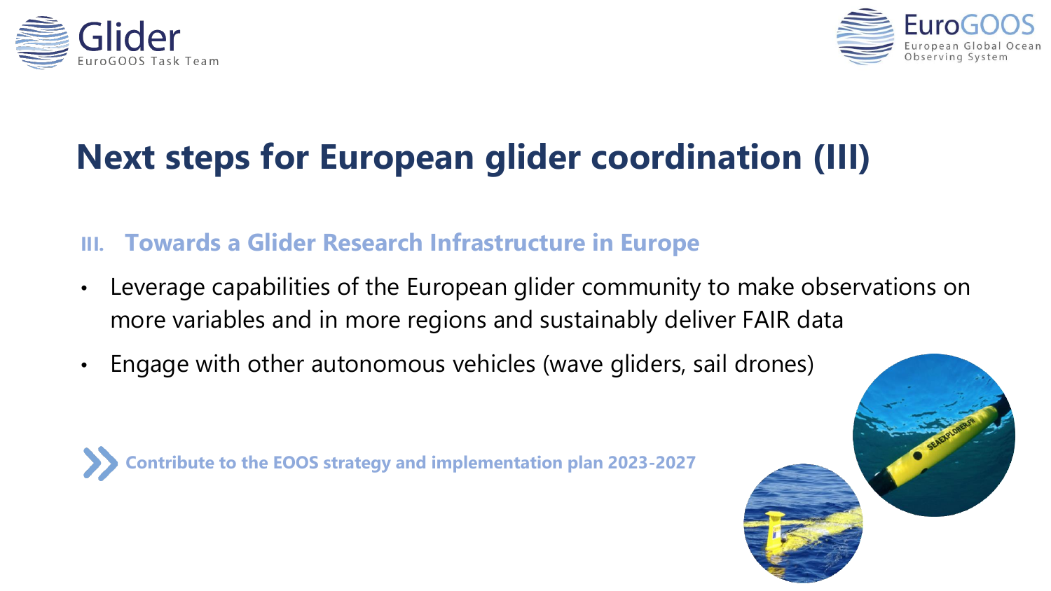# Next steps for European glider coordination (III)

## III. Towards a Glider Research Infrastructure in Europe

- Leverage capabilities of the European glider community to make observations on more variables and in more regions and sustainably deliver FAIR data
- Engage with other autonomous vehicles (wave gliders, sail drones)

» **Contribute to the EOOS strategy and implementation plan 2023-2027**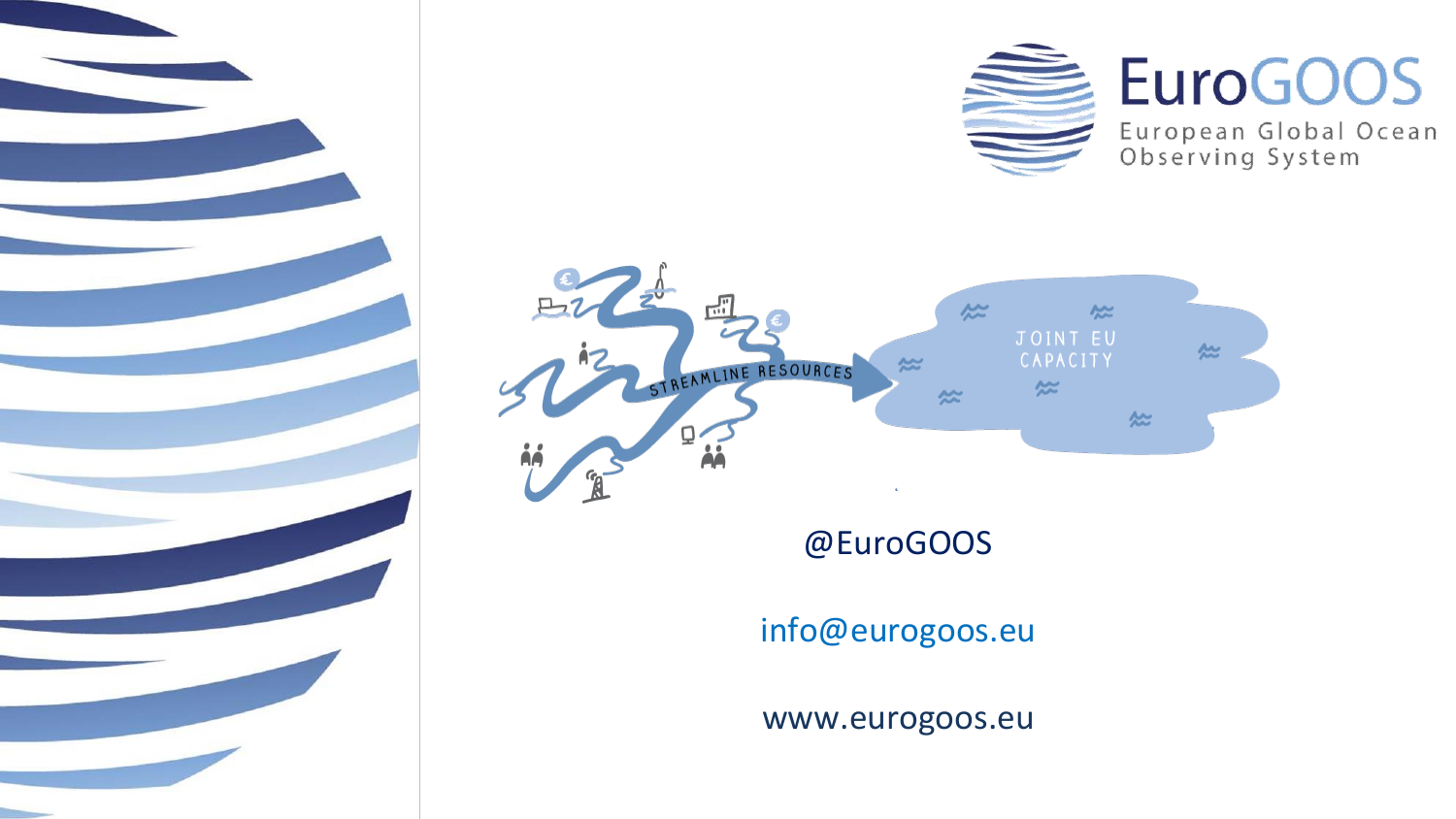EuroGOOS

European Global Ocean Observing System

STREAMLINE RESOURCES

JOINT EU CAPACITY

@EuroGOOS

info@eurogoos.eu

www.eurogoos.eu